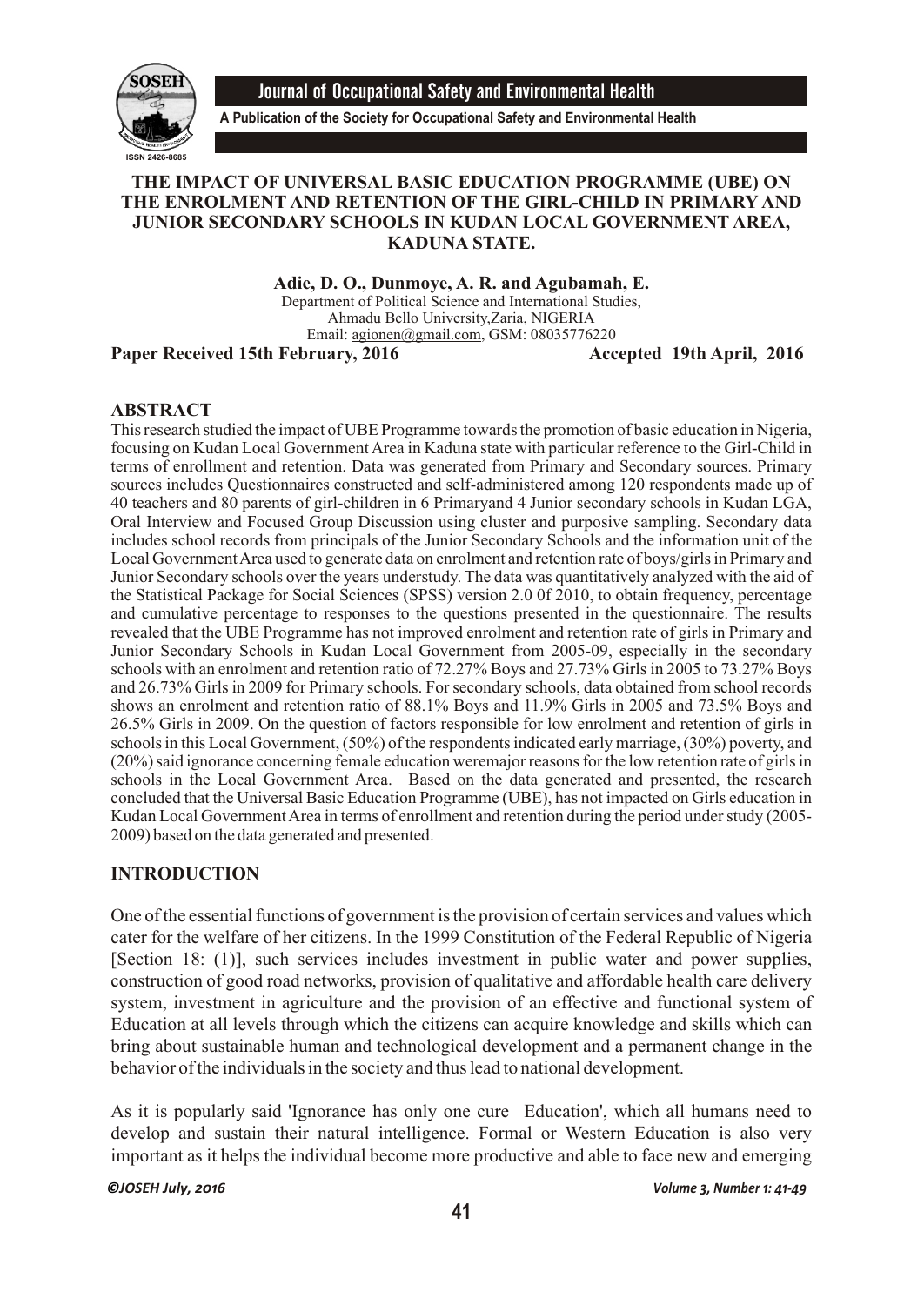# THE IMPACT OF UNIVERSAL BASIC EDUCATION PROGRAMME (UBE) ON THE ENROLMENT AND RETENTION OF THE GIRL-CHILD IN PRIMARY AND JUNIOR SECONDARY SCHOOLS IN KUDAN LOCAL GOVERNMENT AREA, KADUNA STATE.

**Adie, D. O., Dunmoye, A. R. and Agubamah, E.**

Department of Political Science and International Studies,
Ahmadu Bello University,Zaria, NIGERIA
Email: agionen@gmail.com, GSM: 08035776220

**Paper Received 15th February, 2016** **Accepted 19th April, 2016**

## ABSTRACT

This research studied the impact of UBE Programme towards the promotion of basic education in Nigeria, focusing on Kudan Local Government Area in Kaduna state with particular reference to the Girl-Child in terms of enrollment and retention. Data was generated from Primary and Secondary sources. Primary sources includes Questionnaires constructed and self-administered among 120 respondents made up of 40 teachers and 80 parents of girl-children in 6 Primaryand 4 Junior secondary schools in Kudan LGA, Oral Interview and Focused Group Discussion using cluster and purposive sampling. Secondary data includes school records from principals of the Junior Secondary Schools and the information unit of the Local Government Area used to generate data on enrolment and retention rate of boys/girls in Primary and Junior Secondary schools over the years understudy. The data was quantitatively analyzed with the aid of the Statistical Package for Social Sciences (SPSS) version 2.0 0f 2010, to obtain frequency, percentage and cumulative percentage to responses to the questions presented in the questionnaire. The results revealed that the UBE Programme has not improved enrolment and retention rate of girls in Primary and Junior Secondary Schools in Kudan Local Government from 2005-09, especially in the secondary schools with an enrolment and retention ratio of 72.27% Boys and 27.73% Girls in 2005 to 73.27% Boys and 26.73% Girls in 2009 for Primary schools. For secondary schools, data obtained from school records shows an enrolment and retention ratio of 88.1% Boys and 11.9% Girls in 2005 and 73.5% Boys and 26.5% Girls in 2009. On the question of factors responsible for low enrolment and retention of girls in schools in this Local Government, (50%) of the respondents indicated early marriage, (30%) poverty, and (20%) said ignorance concerning female education weremajor reasons for the low retention rate of girls in schools in the Local Government Area. Based on the data generated and presented, the research concluded that the Universal Basic Education Programme (UBE), has not impacted on Girls education in Kudan Local Government Area in terms of enrollment and retention during the period under study (2005-2009) based on the data generated and presented.

## INTRODUCTION

One of the essential functions of government is the provision of certain services and values which cater for the welfare of her citizens. In the 1999 Constitution of the Federal Republic of Nigeria [Section 18: (1)], such services includes investment in public water and power supplies, construction of good road networks, provision of qualitative and affordable health care delivery system, investment in agriculture and the provision of an effective and functional system of Education at all levels through which the citizens can acquire knowledge and skills which can bring about sustainable human and technological development and a permanent change in the behavior of the individuals in the society and thus lead to national development.

As it is popularly said 'Ignorance has only one cure Education', which all humans need to develop and sustain their natural intelligence. Formal or Western Education is also very important as it helps the individual become more productive and able to face new and emerging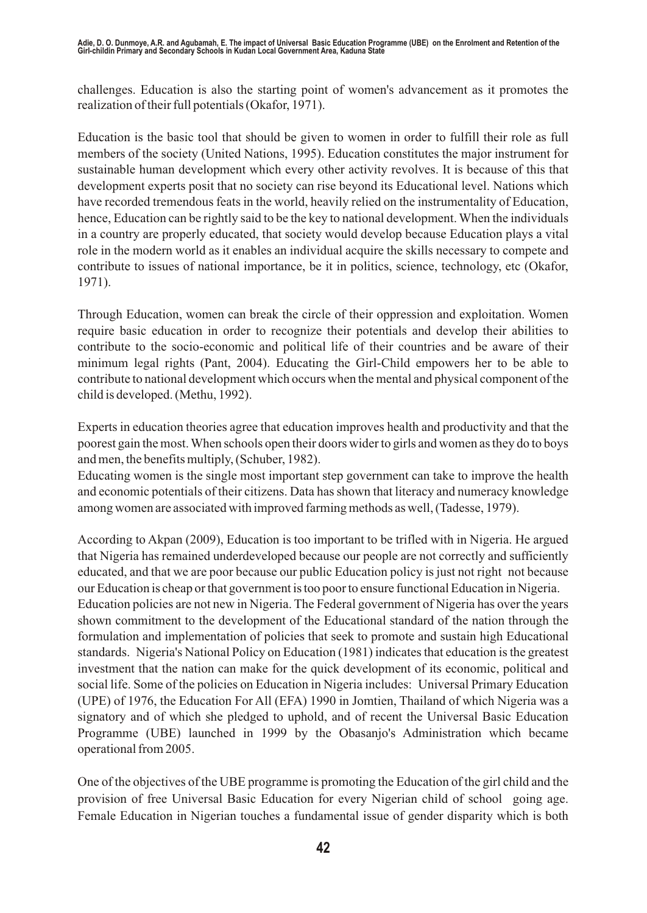challenges. Education is also the starting point of women's advancement as it promotes the realization of their full potentials (Okafor, 1971).

Education is the basic tool that should be given to women in order to fulfill their role as full members of the society (United Nations, 1995). Education constitutes the major instrument for sustainable human development which every other activity revolves. It is because of this that development experts posit that no society can rise beyond its Educational level. Nations which have recorded tremendous feats in the world, heavily relied on the instrumentality of Education, hence, Education can be rightly said to be the key to national development. When the individuals in a country are properly educated, that society would develop because Education plays a vital role in the modern world as it enables an individual acquire the skills necessary to compete and contribute to issues of national importance, be it in politics, science, technology, etc (Okafor, 1971).

Through Education, women can break the circle of their oppression and exploitation. Women require basic education in order to recognize their potentials and develop their abilities to contribute to the socio-economic and political life of their countries and be aware of their minimum legal rights (Pant, 2004). Educating the Girl-Child empowers her to be able to contribute to national development which occurs when the mental and physical component of the child is developed. (Methu, 1992).

Experts in education theories agree that education improves health and productivity and that the poorest gain the most. When schools open their doors wider to girls and women as they do to boys and men, the benefits multiply, (Schuber, 1982).

Educating women is the single most important step government can take to improve the health and economic potentials of their citizens. Data has shown that literacy and numeracy knowledge among women are associated with improved farming methods as well, (Tadesse, 1979).

According to Akpan (2009), Education is too important to be trifled with in Nigeria. He argued that Nigeria has remained underdeveloped because our people are not correctly and sufficiently educated, and that we are poor because our public Education policy is just not right not because our Education is cheap or that government is too poor to ensure functional Education in Nigeria.

Education policies are not new in Nigeria. The Federal government of Nigeria has over the years shown commitment to the development of the Educational standard of the nation through the formulation and implementation of policies that seek to promote and sustain high Educational standards. Nigeria's National Policy on Education (1981) indicates that education is the greatest investment that the nation can make for the quick development of its economic, political and social life. Some of the policies on Education in Nigeria includes: Universal Primary Education (UPE) of 1976, the Education For All (EFA) 1990 in Jomtien, Thailand of which Nigeria was a signatory and of which she pledged to uphold, and of recent the Universal Basic Education Programme (UBE) launched in 1999 by the Obasanjo's Administration which became operational from 2005.

One of the objectives of the UBE programme is promoting the Education of the girl child and the provision of free Universal Basic Education for every Nigerian child of school going age. Female Education in Nigerian touches a fundamental issue of gender disparity which is both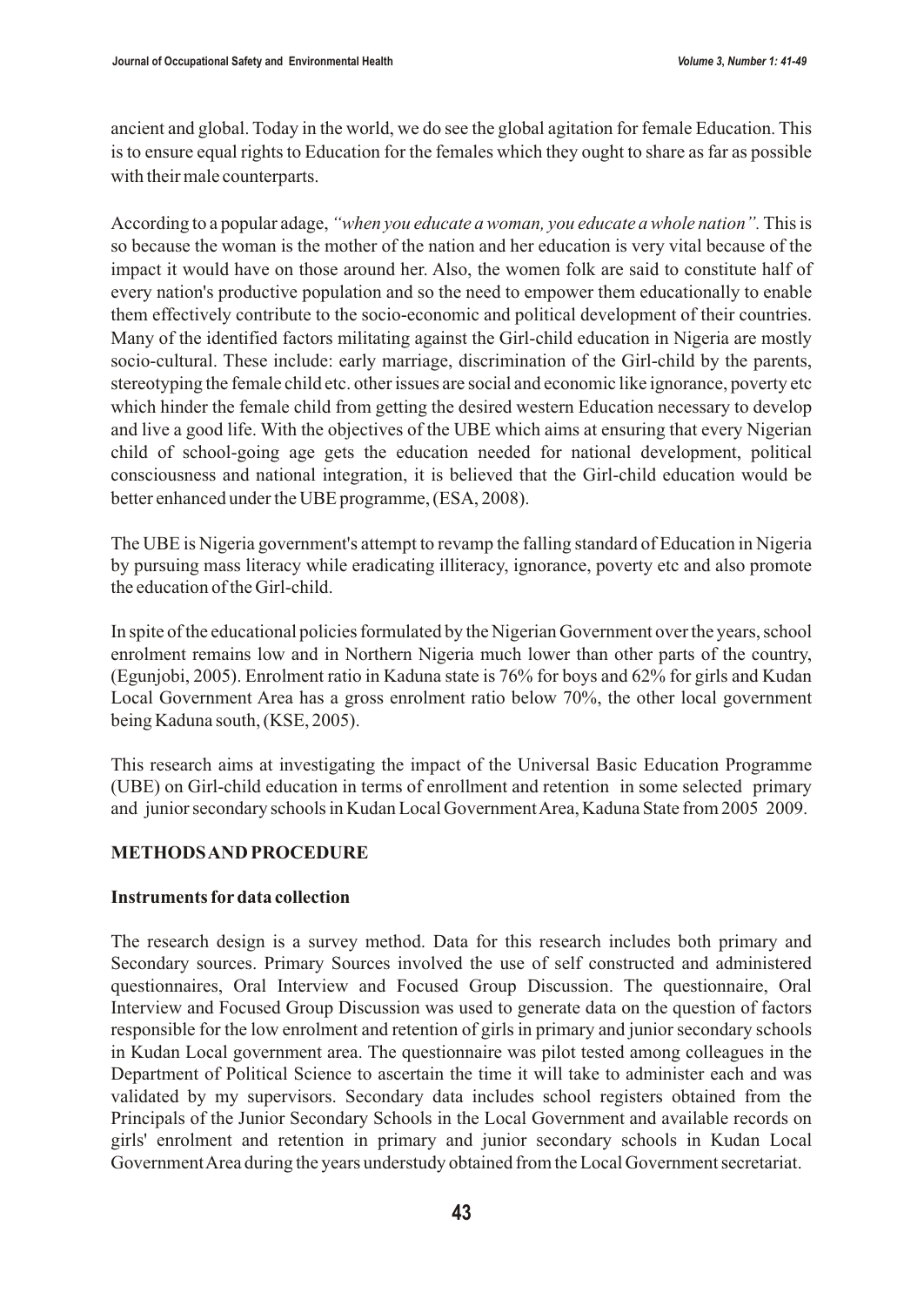ancient and global. Today in the world, we do see the global agitation for female Education. This is to ensure equal rights to Education for the females which they ought to share as far as possible with their male counterparts.

According to a popular adage, *"when you educate a woman, you educate a whole nation".* This is so because the woman is the mother of the nation and her education is very vital because of the impact it would have on those around her. Also, the women folk are said to constitute half of every nation's productive population and so the need to empower them educationally to enable them effectively contribute to the socio-economic and political development of their countries. Many of the identified factors militating against the Girl-child education in Nigeria are mostly socio-cultural. These include: early marriage, discrimination of the Girl-child by the parents, stereotyping the female child etc. other issues are social and economic like ignorance, poverty etc which hinder the female child from getting the desired western Education necessary to develop and live a good life. With the objectives of the UBE which aims at ensuring that every Nigerian child of school-going age gets the education needed for national development, political consciousness and national integration, it is believed that the Girl-child education would be better enhanced under the UBE programme, (ESA, 2008).

The UBE is Nigeria government's attempt to revamp the falling standard of Education in Nigeria by pursuing mass literacy while eradicating illiteracy, ignorance, poverty etc and also promote the education of the Girl-child.

In spite of the educational policies formulated by the Nigerian Government over the years, school enrolment remains low and in Northern Nigeria much lower than other parts of the country, (Egunjobi, 2005). Enrolment ratio in Kaduna state is 76% for boys and 62% for girls and Kudan Local Government Area has a gross enrolment ratio below 70%, the other local government being Kaduna south, (KSE, 2005).

This research aims at investigating the impact of the Universal Basic Education Programme (UBE) on Girl-child education in terms of enrollment and retention in some selected primary and junior secondary schools in Kudan Local Government Area, Kaduna State from 2005 2009.

## METHODS AND PROCEDURE

### Instruments for data collection

The research design is a survey method. Data for this research includes both primary and Secondary sources. Primary Sources involved the use of self constructed and administered questionnaires, Oral Interview and Focused Group Discussion. The questionnaire, Oral Interview and Focused Group Discussion was used to generate data on the question of factors responsible for the low enrolment and retention of girls in primary and junior secondary schools in Kudan Local government area. The questionnaire was pilot tested among colleagues in the Department of Political Science to ascertain the time it will take to administer each and was validated by my supervisors. Secondary data includes school registers obtained from the Principals of the Junior Secondary Schools in the Local Government and available records on girls' enrolment and retention in primary and junior secondary schools in Kudan Local Government Area during the years understudy obtained from the Local Government secretariat.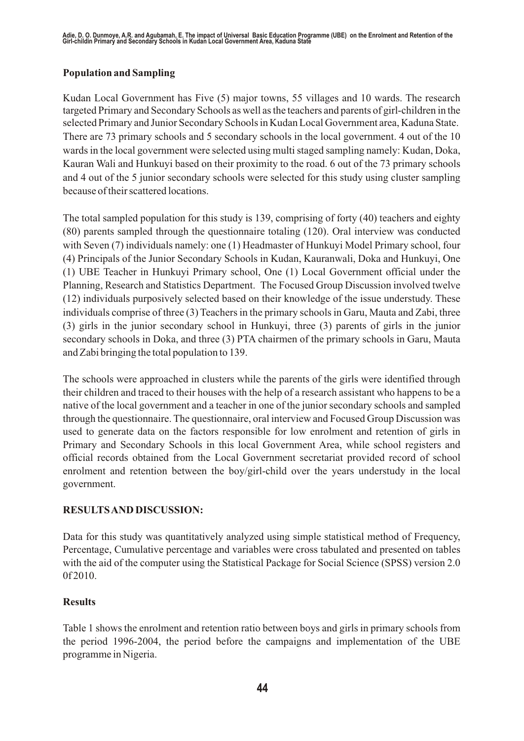## Population and Sampling

Kudan Local Government has Five (5) major towns, 55 villages and 10 wards. The research targeted Primary and Secondary Schools as well as the teachers and parents of girl-children in the selected Primary and Junior Secondary Schools in Kudan Local Government area, Kaduna State. There are 73 primary schools and 5 secondary schools in the local government. 4 out of the 10 wards in the local government were selected using multi staged sampling namely: Kudan, Doka, Kauran Wali and Hunkuyi based on their proximity to the road. 6 out of the 73 primary schools and 4 out of the 5 junior secondary schools were selected for this study using cluster sampling because of their scattered locations.

The total sampled population for this study is 139, comprising of forty (40) teachers and eighty (80) parents sampled through the questionnaire totaling (120). Oral interview was conducted with Seven (7) individuals namely: one (1) Headmaster of Hunkuyi Model Primary school, four (4) Principals of the Junior Secondary Schools in Kudan, Kauranwali, Doka and Hunkuyi, One (1) UBE Teacher in Hunkuyi Primary school, One (1) Local Government official under the Planning, Research and Statistics Department. The Focused Group Discussion involved twelve (12) individuals purposively selected based on their knowledge of the issue understudy. These individuals comprise of three (3) Teachers in the primary schools in Garu, Mauta and Zabi, three (3) girls in the junior secondary school in Hunkuyi, three (3) parents of girls in the junior secondary schools in Doka, and three (3) PTA chairmen of the primary schools in Garu, Mauta and Zabi bringing the total population to 139.

The schools were approached in clusters while the parents of the girls were identified through their children and traced to their houses with the help of a research assistant who happens to be a native of the local government and a teacher in one of the junior secondary schools and sampled through the questionnaire. The questionnaire, oral interview and Focused Group Discussion was used to generate data on the factors responsible for low enrolment and retention of girls in Primary and Secondary Schools in this local Government Area, while school registers and official records obtained from the Local Government secretariat provided record of school enrolment and retention between the boy/girl-child over the years understudy in the local government.

## RESULTS AND DISCUSSION:

Data for this study was quantitatively analyzed using simple statistical method of Frequency, Percentage, Cumulative percentage and variables were cross tabulated and presented on tables with the aid of the computer using the Statistical Package for Social Science (SPSS) version 2.0 0f 2010.

### Results

Table 1 shows the enrolment and retention ratio between boys and girls in primary schools from the period 1996-2004, the period before the campaigns and implementation of the UBE programme in Nigeria.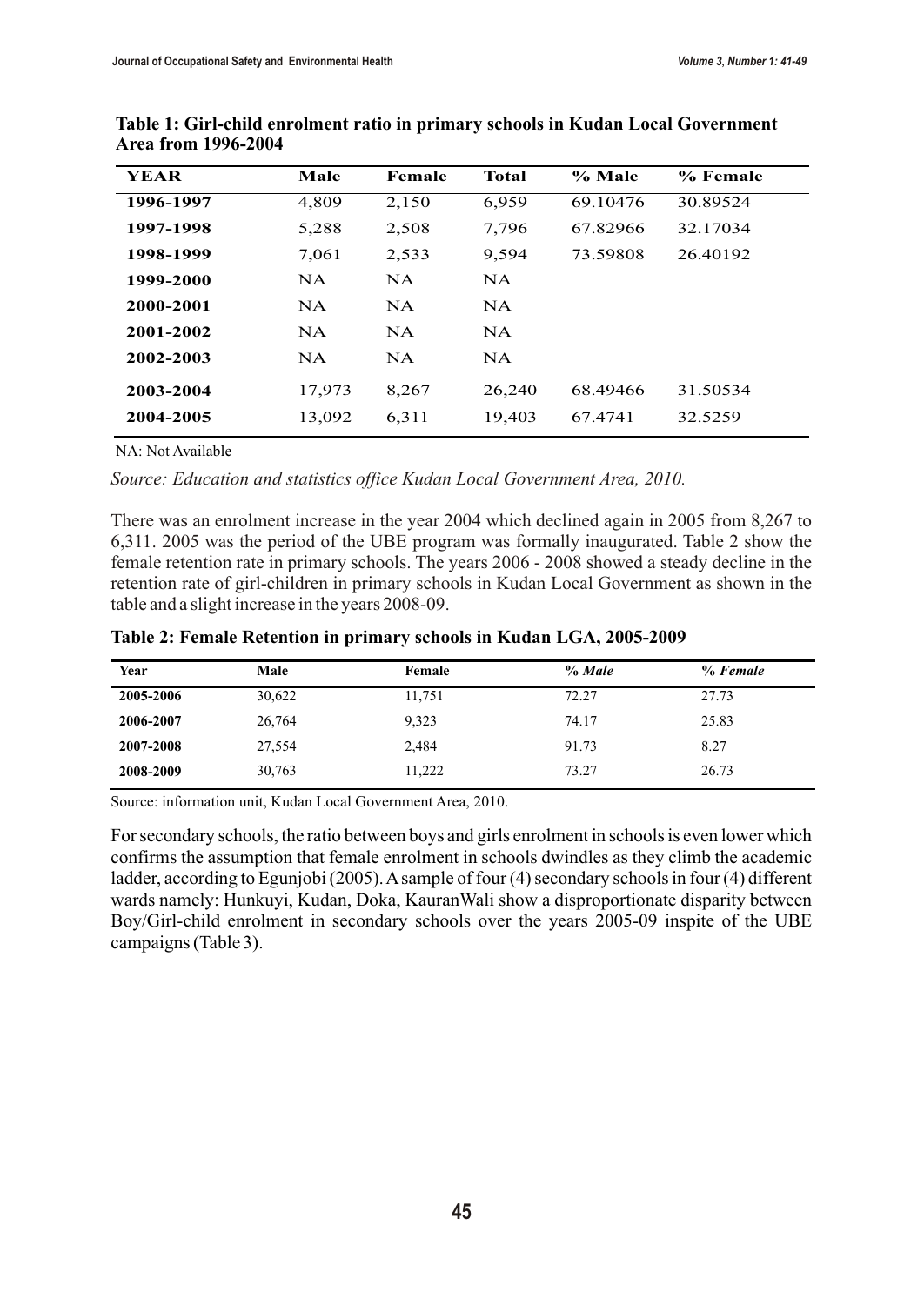**Table 1: Girl-child enrolment ratio in primary schools in Kudan Local Government Area from 1996-2004**

| YEAR | Male | Female | Total | % Male | % Female |
|---|---|---|---|---|---|
| 1996-1997 | 4,809 | 2,150 | 6,959 | 69.10476 | 30.89524 |
| 1997-1998 | 5,288 | 2,508 | 7,796 | 67.82966 | 32.17034 |
| 1998-1999 | 7,061 | 2,533 | 9,594 | 73.59808 | 26.40192 |
| 1999-2000 | NA | NA | NA | | |
| 2000-2001 | NA | NA | NA | | |
| 2001-2002 | NA | NA | NA | | |
| 2002-2003 | NA | NA | NA | | |
| 2003-2004 | 17,973 | 8,267 | 26,240 | 68.49466 | 31.50534 |
| 2004-2005 | 13,092 | 6,311 | 19,403 | 67.4741 | 32.5259 |

NA: Not Available

*Source: Education and statistics office Kudan Local Government Area, 2010.*

There was an enrolment increase in the year 2004 which declined again in 2005 from 8,267 to 6,311. 2005 was the period of the UBE program was formally inaugurated. Table 2 show the female retention rate in primary schools. The years 2006 - 2008 showed a steady decline in the retention rate of girl-children in primary schools in Kudan Local Government as shown in the table and a slight increase in the years 2008-09.

**Table 2: Female Retention in primary schools in Kudan LGA, 2005-2009**

| Year | Male | Female | *% Male* | *% Female* |
|---|---|---|---|---|
| 2005-2006 | 30,622 | 11,751 | 72.27 | 27.73 |
| 2006-2007 | 26,764 | 9,323 | 74.17 | 25.83 |
| 2007-2008 | 27,554 | 2,484 | 91.73 | 8.27 |
| 2008-2009 | 30,763 | 11,222 | 73.27 | 26.73 |

Source: information unit, Kudan Local Government Area, 2010.

For secondary schools, the ratio between boys and girls enrolment in schools is even lower which confirms the assumption that female enrolment in schools dwindles as they climb the academic ladder, according to Egunjobi (2005). A sample of four (4) secondary schools in four (4) different wards namely: Hunkuyi, Kudan, Doka, KauranWali show a disproportionate disparity between Boy/Girl-child enrolment in secondary schools over the years 2005-09 inspite of the UBE campaigns (Table 3).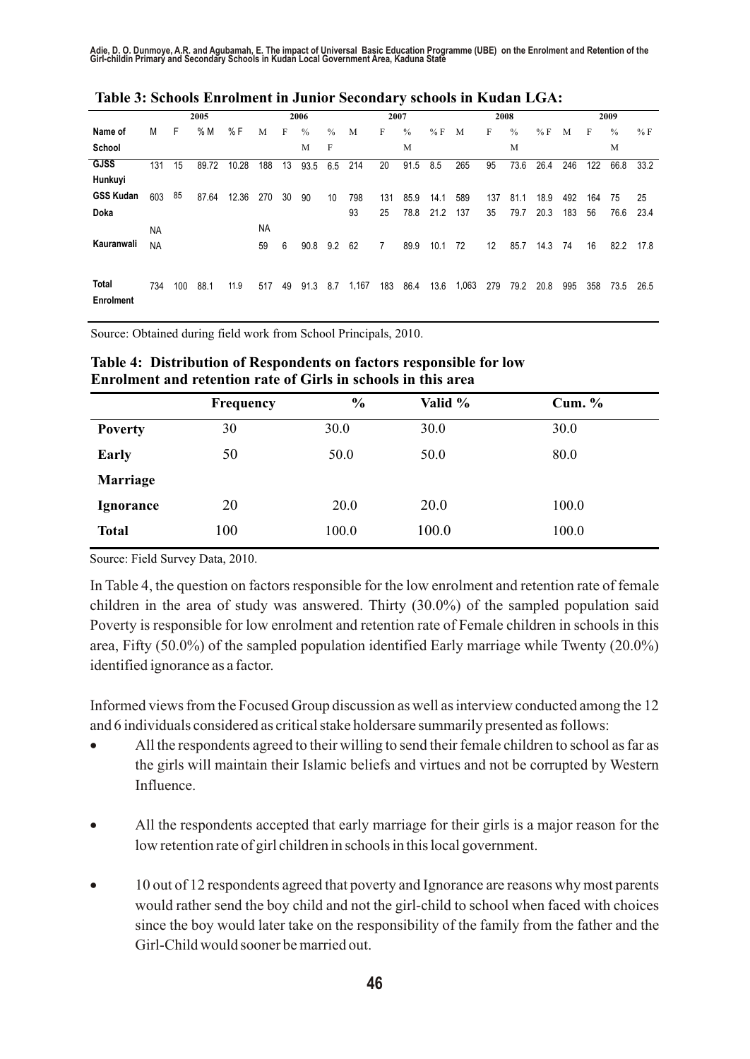**Table 3: Schools Enrolment in Junior Secondary schools in Kudan LGA:**

| Name of School | 2005 | | | | 2006 | | | | 2007 | | | | 2008 | | | | 2009 | | | |
|---|---|---|---|---|---|---|---|---|---|---|---|---|---|---|---|---|---|---|---|---|
| | M | F | % M | % F | M | F | % M | % F | M | F | % M | % F | M | F | % M | % F | M | F | % M | % F |
| GJSS Hunkuyi | 131 | 15 | 89.72 | 10.28 | 188 | 13 | 93.5 | 6.5 | 214 | 20 | 91.5 | 8.5 | 265 | 95 | 73.6 | 26.4 | 246 | 122 | 66.8 | 33.2 |
| GSS Kudan | 603 | 85 | 87.64 | 12.36 | 270 | 30 | 90 | 10 | 798 | 131 | 85.9 | 14.1 | 589 | 137 | 81.1 | 18.9 | 492 | 164 | 75 | 25 |
| Doka | NA | | | | NA | | | | 93 | 25 | 78.8 | 21.2 | 137 | 35 | 79.7 | 20.3 | 183 | 56 | 76.6 | 23.4 |
| Kauranwali | NA | | | | 59 | 6 | 90.8 | 9.2 | 62 | 7 | 89.9 | 10.1 | 72 | 12 | 85.7 | 14.3 | 74 | 16 | 82.2 | 17.8 |
| Total Enrolment | 734 | 100 | 88.1 | 11.9 | 517 | 49 | 91.3 | 8.7 | 1,167 | 183 | 86.4 | 13.6 | 1,063 | 279 | 79.2 | 20.8 | 995 | 358 | 73.5 | 26.5 |

Source: Obtained during field work from School Principals, 2010.

**Table 4: Distribution of Respondents on factors responsible for low Enrolment and retention rate of Girls in schools in this area**

| | Frequency | % | Valid % | Cum. % |
|---|---|---|---|---|
| **Poverty** | 30 | 30.0 | 30.0 | 30.0 |
| **Early Marriage** | 50 | 50.0 | 50.0 | 80.0 |
| **Ignorance** | 20 | 20.0 | 20.0 | 100.0 |
| **Total** | 100 | 100.0 | 100.0 | 100.0 |

Source: Field Survey Data, 2010.

In Table 4, the question on factors responsible for the low enrolment and retention rate of female children in the area of study was answered. Thirty (30.0%) of the sampled population said Poverty is responsible for low enrolment and retention rate of Female children in schools in this area, Fifty (50.0%) of the sampled population identified Early marriage while Twenty (20.0%) identified ignorance as a factor.

Informed views from the Focused Group discussion as well as interview conducted among the 12 and 6 individuals considered as critical stake holdersare summarily presented as follows:

- All the respondents agreed to their willing to send their female children to school as far as the girls will maintain their Islamic beliefs and virtues and not be corrupted by Western Influence.
- All the respondents accepted that early marriage for their girls is a major reason for the low retention rate of girl children in schools in this local government.
- 10 out of 12 respondents agreed that poverty and Ignorance are reasons why most parents would rather send the boy child and not the girl-child to school when faced with choices since the boy would later take on the responsibility of the family from the father and the Girl-Child would sooner be married out.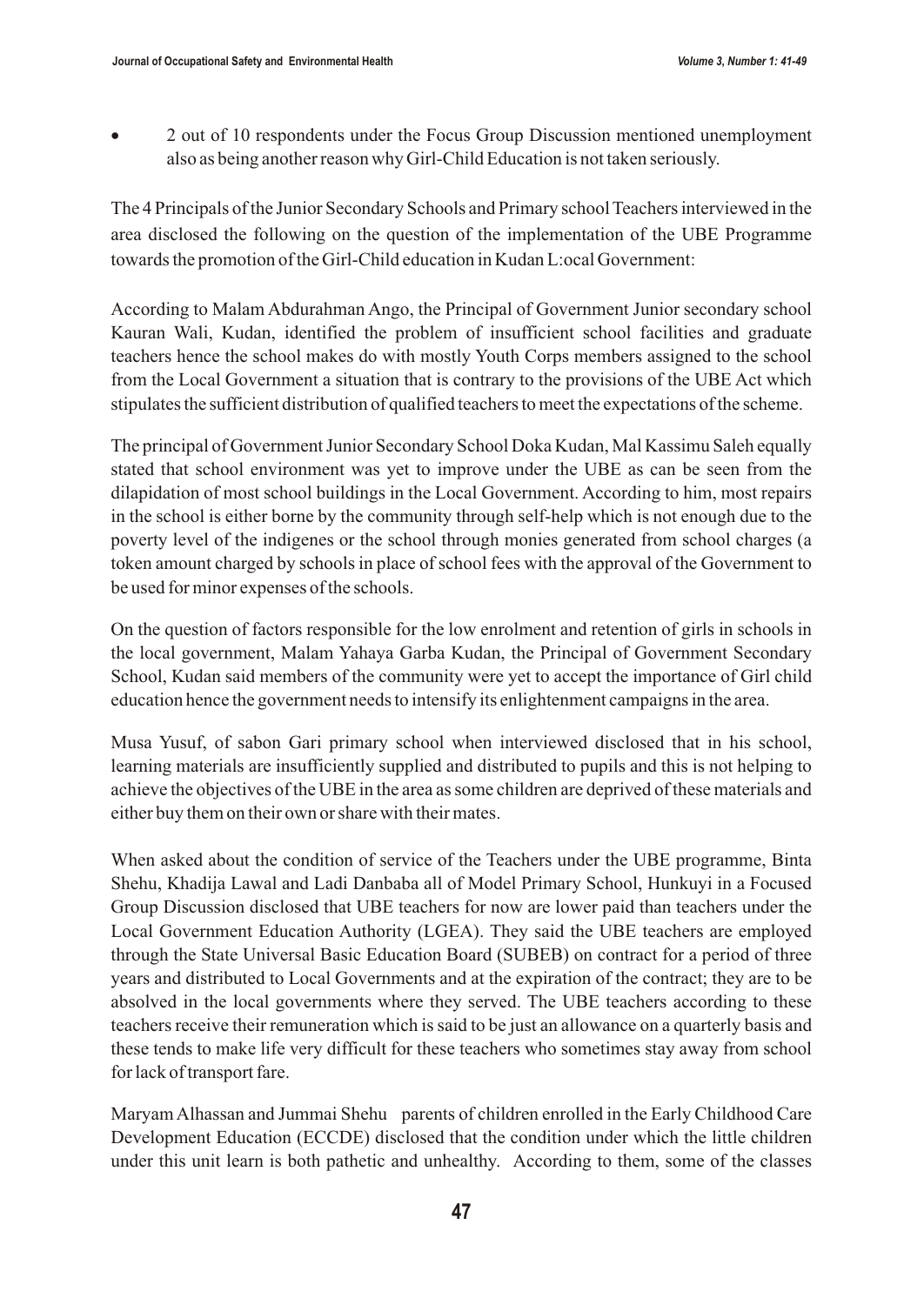- 2 out of 10 respondents under the Focus Group Discussion mentioned unemployment also as being another reason why Girl-Child Education is not taken seriously.

The 4 Principals of the Junior Secondary Schools and Primary school Teachers interviewed in the area disclosed the following on the question of the implementation of the UBE Programme towards the promotion of the Girl-Child education in Kudan L:ocal Government:

According to Malam Abdurahman Ango, the Principal of Government Junior secondary school Kauran Wali, Kudan, identified the problem of insufficient school facilities and graduate teachers hence the school makes do with mostly Youth Corps members assigned to the school from the Local Government a situation that is contrary to the provisions of the UBE Act which stipulates the sufficient distribution of qualified teachers to meet the expectations of the scheme.

The principal of Government Junior Secondary School Doka Kudan, Mal Kassimu Saleh equally stated that school environment was yet to improve under the UBE as can be seen from the dilapidation of most school buildings in the Local Government. According to him, most repairs in the school is either borne by the community through self-help which is not enough due to the poverty level of the indigenes or the school through monies generated from school charges (a token amount charged by schools in place of school fees with the approval of the Government to be used for minor expenses of the schools.

On the question of factors responsible for the low enrolment and retention of girls in schools in the local government, Malam Yahaya Garba Kudan, the Principal of Government Secondary School, Kudan said members of the community were yet to accept the importance of Girl child education hence the government needs to intensify its enlightenment campaigns in the area.

Musa Yusuf, of sabon Gari primary school when interviewed disclosed that in his school, learning materials are insufficiently supplied and distributed to pupils and this is not helping to achieve the objectives of the UBE in the area as some children are deprived of these materials and either buy them on their own or share with their mates.

When asked about the condition of service of the Teachers under the UBE programme, Binta Shehu, Khadija Lawal and Ladi Danbaba all of Model Primary School, Hunkuyi in a Focused Group Discussion disclosed that UBE teachers for now are lower paid than teachers under the Local Government Education Authority (LGEA). They said the UBE teachers are employed through the State Universal Basic Education Board (SUBEB) on contract for a period of three years and distributed to Local Governments and at the expiration of the contract; they are to be absolved in the local governments where they served. The UBE teachers according to these teachers receive their remuneration which is said to be just an allowance on a quarterly basis and these tends to make life very difficult for these teachers who sometimes stay away from school for lack of transport fare.

Maryam Alhassan and Jummai Shehu parents of children enrolled in the Early Childhood Care Development Education (ECCDE) disclosed that the condition under which the little children under this unit learn is both pathetic and unhealthy. According to them, some of the classes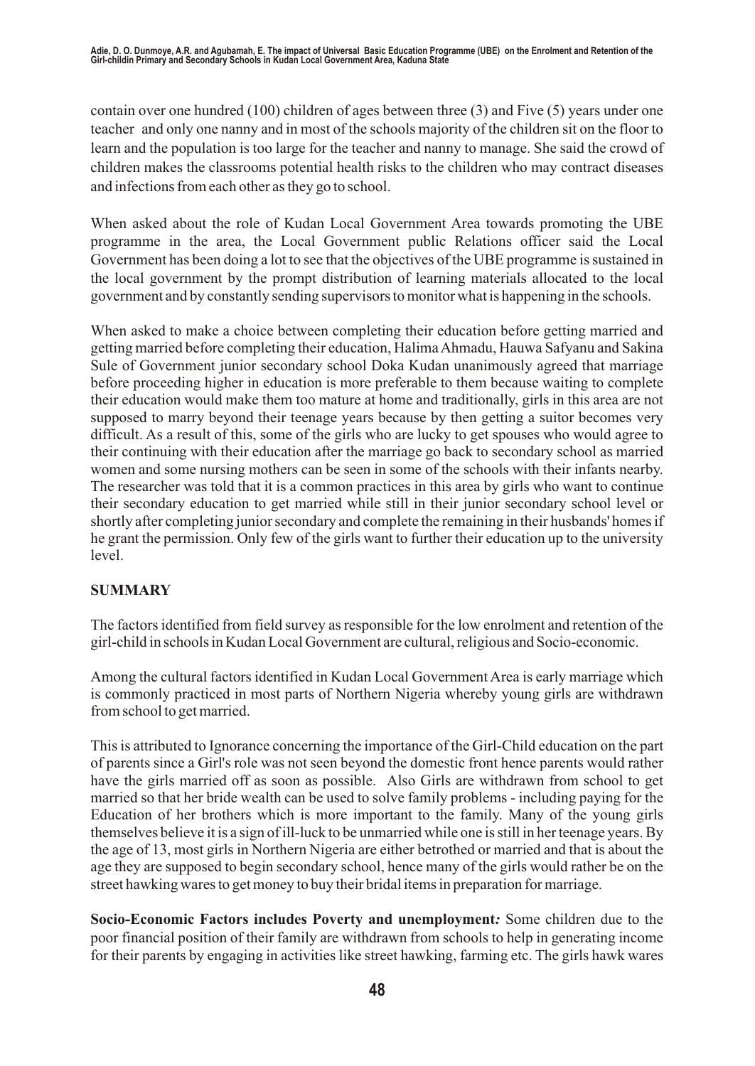contain over one hundred (100) children of ages between three (3) and Five (5) years under one teacher and only one nanny and in most of the schools majority of the children sit on the floor to learn and the population is too large for the teacher and nanny to manage. She said the crowd of children makes the classrooms potential health risks to the children who may contract diseases and infections from each other as they go to school.

When asked about the role of Kudan Local Government Area towards promoting the UBE programme in the area, the Local Government public Relations officer said the Local Government has been doing a lot to see that the objectives of the UBE programme is sustained in the local government by the prompt distribution of learning materials allocated to the local government and by constantly sending supervisors to monitor what is happening in the schools.

When asked to make a choice between completing their education before getting married and getting married before completing their education, Halima Ahmadu, Hauwa Safyanu and Sakina Sule of Government junior secondary school Doka Kudan unanimously agreed that marriage before proceeding higher in education is more preferable to them because waiting to complete their education would make them too mature at home and traditionally, girls in this area are not supposed to marry beyond their teenage years because by then getting a suitor becomes very difficult. As a result of this, some of the girls who are lucky to get spouses who would agree to their continuing with their education after the marriage go back to secondary school as married women and some nursing mothers can be seen in some of the schools with their infants nearby. The researcher was told that it is a common practices in this area by girls who want to continue their secondary education to get married while still in their junior secondary school level or shortly after completing junior secondary and complete the remaining in their husbands' homes if he grant the permission. Only few of the girls want to further their education up to the university level.

## SUMMARY

The factors identified from field survey as responsible for the low enrolment and retention of the girl-child in schools in Kudan Local Government are cultural, religious and Socio-economic.

Among the cultural factors identified in Kudan Local Government Area is early marriage which is commonly practiced in most parts of Northern Nigeria whereby young girls are withdrawn from school to get married.

This is attributed to Ignorance concerning the importance of the Girl-Child education on the part of parents since a Girl's role was not seen beyond the domestic front hence parents would rather have the girls married off as soon as possible. Also Girls are withdrawn from school to get married so that her bride wealth can be used to solve family problems - including paying for the Education of her brothers which is more important to the family. Many of the young girls themselves believe it is a sign of ill-luck to be unmarried while one is still in her teenage years. By the age of 13, most girls in Northern Nigeria are either betrothed or married and that is about the age they are supposed to begin secondary school, hence many of the girls would rather be on the street hawking wares to get money to buy their bridal items in preparation for marriage.

**Socio-Economic Factors includes Poverty and unemployment*:*** Some children due to the poor financial position of their family are withdrawn from schools to help in generating income for their parents by engaging in activities like street hawking, farming etc. The girls hawk wares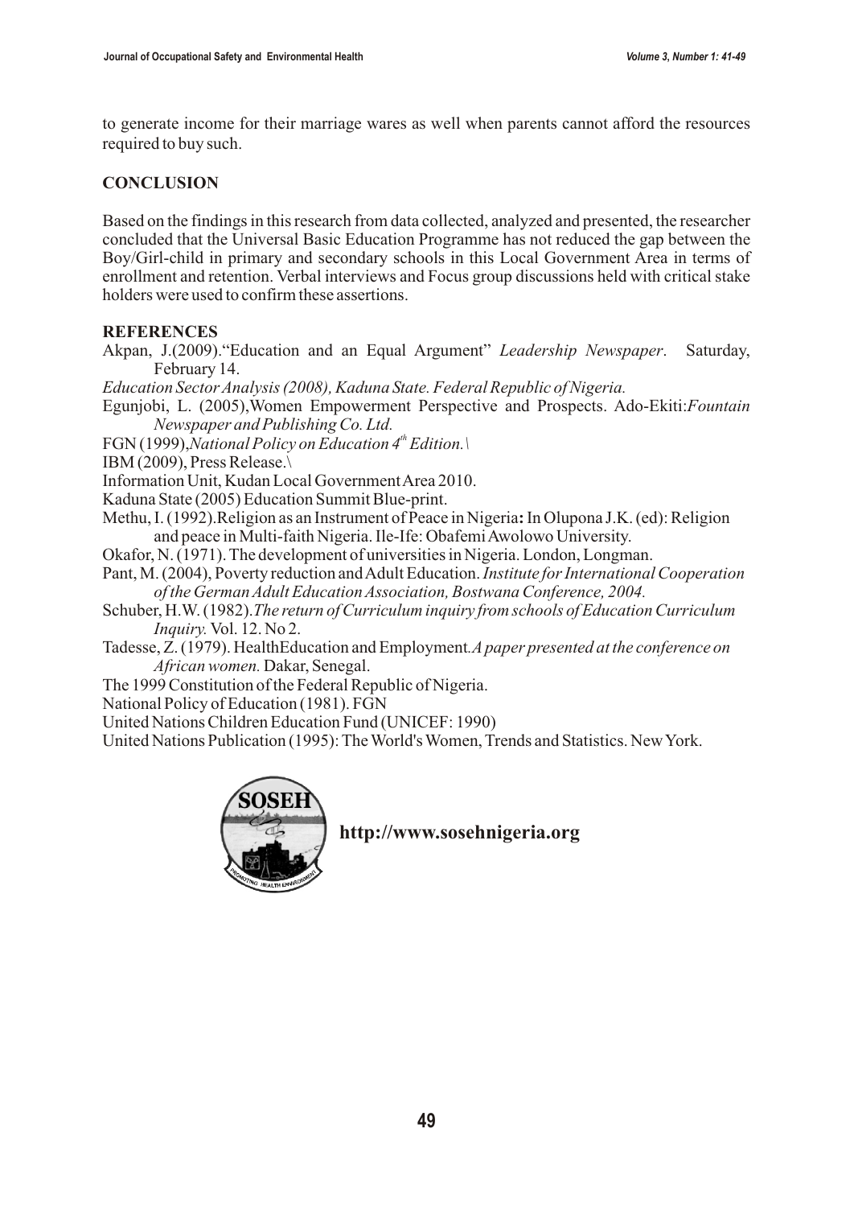to generate income for their marriage wares as well when parents cannot afford the resources required to buy such.

## CONCLUSION

Based on the findings in this research from data collected, analyzed and presented, the researcher concluded that the Universal Basic Education Programme has not reduced the gap between the Boy/Girl-child in primary and secondary schools in this Local Government Area in terms of enrollment and retention. Verbal interviews and Focus group discussions held with critical stake holders were used to confirm these assertions.

## REFERENCES

Akpan, J.(2009)."Education and an Equal Argument" *Leadership Newspaper*. Saturday, February 14.

*Education Sector Analysis (2008), Kaduna State. Federal Republic of Nigeria.*

Egunjobi, L. (2005),Women Empowerment Perspective and Prospects. Ado-Ekiti:*Fountain Newspaper and Publishing Co. Ltd.*

FGN (1999),*National Policy on Education 4th Edition.\*

IBM (2009), Press Release.\

Information Unit, Kudan Local Government Area 2010.

Kaduna State (2005) Education Summit Blue-print.

Methu, I. (1992).Religion as an Instrument of Peace in Nigeria**:** In Olupona J.K. (ed): Religion and peace in Multi-faith Nigeria. Ile-Ife: Obafemi Awolowo University.

Okafor, N. (1971). The development of universities in Nigeria. London, Longman.

Pant, M. (2004), Poverty reduction and Adult Education. *Institute for International Cooperation of the German Adult Education Association, Bostwana Conference, 2004.*

Schuber, H.W. (1982).*The return of Curriculum inquiry from schools of Education Curriculum Inquiry.* Vol. 12. No 2.

Tadesse, Z. (1979). HealthEducation and Employment*.A paper presented at the conference on African women.* Dakar, Senegal.

The 1999 Constitution of the Federal Republic of Nigeria.

National Policy of Education (1981). FGN

United Nations Children Education Fund (UNICEF: 1990)

United Nations Publication (1995): The World's Women, Trends and Statistics. New York.

**http://www.sosehnigeria.org**